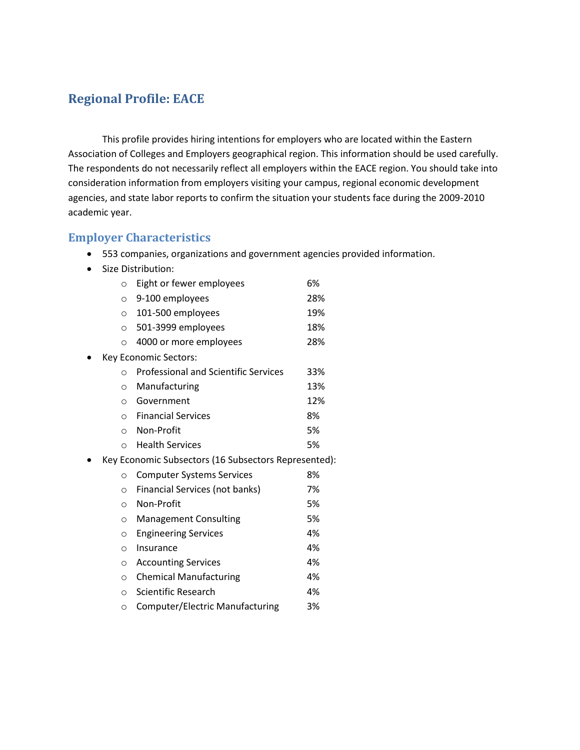## Regional Profile: EACE

This profile provides hiring intentions for employers who are located within the Eastern Association of Colleges and Employers geographical region. This information should be used carefully. The respondents do not necessarily reflect all employers within the EACE region. You should take into consideration information from employers visiting your campus, regional economic development agencies, and state labor reports to confirm the situation your students face during the 2009-2010 academic year.

### Employer Characteristics

- 553 companies, organizations and government agencies provided information.
- Size Distribution:
  - Eight or fewer employees 6%
  - 9-100 employees 28%
  - 101-500 employees 19%
  - 501-3999 employees 18%
  - 4000 or more employees 28%
- Key Economic Sectors:
  - Professional and Scientific Services 33%
  - Manufacturing 13%
  - Government 12%
  - Financial Services 8%
  - Non-Profit 5%
  - Health Services 5%
- Key Economic Subsectors (16 Subsectors Represented):
  - Computer Systems Services 8%
  - Financial Services (not banks) 7%
  - Non-Profit 5%
  - Management Consulting 5%
  - Engineering Services 4%
  - Insurance 4%
  - Accounting Services 4%
  - Chemical Manufacturing 4%
  - Scientific Research 4%
  - Computer/Electric Manufacturing 3%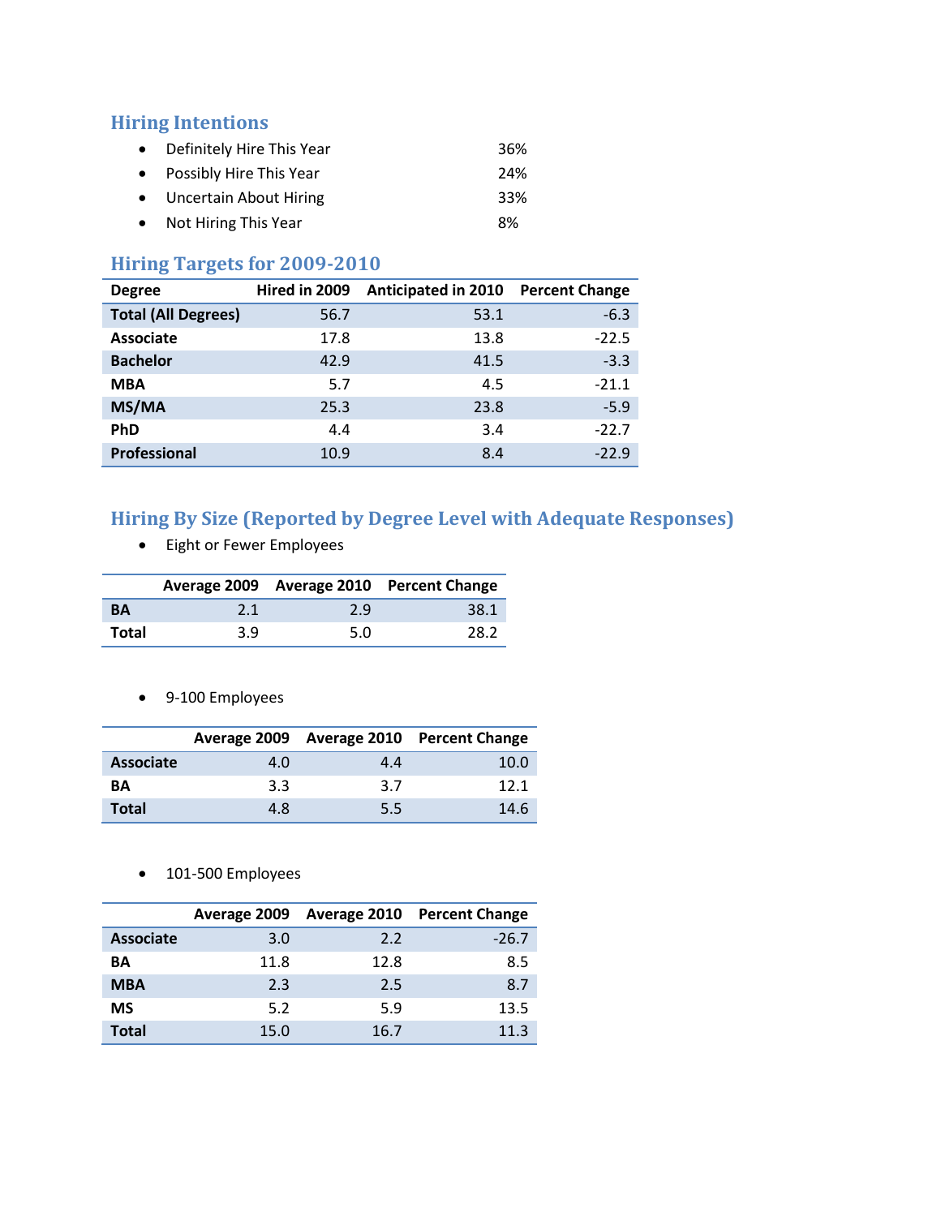## Hiring Intentions

- Definitely Hire This Year 36%
- Possibly Hire This Year 24%
- Uncertain About Hiring 33%
- Not Hiring This Year 8%

## Hiring Targets for 2009-2010

| Degree | Hired in 2009 | Anticipated in 2010 | Percent Change |
|---|---|---|---|
| **Total (All Degrees)** | 56.7 | 53.1 | -6.3 |
| **Associate** | 17.8 | 13.8 | -22.5 |
| **Bachelor** | 42.9 | 41.5 | -3.3 |
| **MBA** | 5.7 | 4.5 | -21.1 |
| **MS/MA** | 25.3 | 23.8 | -5.9 |
| **PhD** | 4.4 | 3.4 | -22.7 |
| **Professional** | 10.9 | 8.4 | -22.9 |

## Hiring By Size (Reported by Degree Level with Adequate Responses)

- Eight or Fewer Employees

| | Average 2009 | Average 2010 | Percent Change |
|---|---|---|---|
| **BA** | 2.1 | 2.9 | 38.1 |
| **Total** | 3.9 | 5.0 | 28.2 |

- 9-100 Employees

| | Average 2009 | Average 2010 | Percent Change |
|---|---|---|---|
| **Associate** | 4.0 | 4.4 | 10.0 |
| **BA** | 3.3 | 3.7 | 12.1 |
| **Total** | 4.8 | 5.5 | 14.6 |

- 101-500 Employees

| | Average 2009 | Average 2010 | Percent Change |
|---|---|---|---|
| **Associate** | 3.0 | 2.2 | -26.7 |
| **BA** | 11.8 | 12.8 | 8.5 |
| **MBA** | 2.3 | 2.5 | 8.7 |
| **MS** | 5.2 | 5.9 | 13.5 |
| **Total** | 15.0 | 16.7 | 11.3 |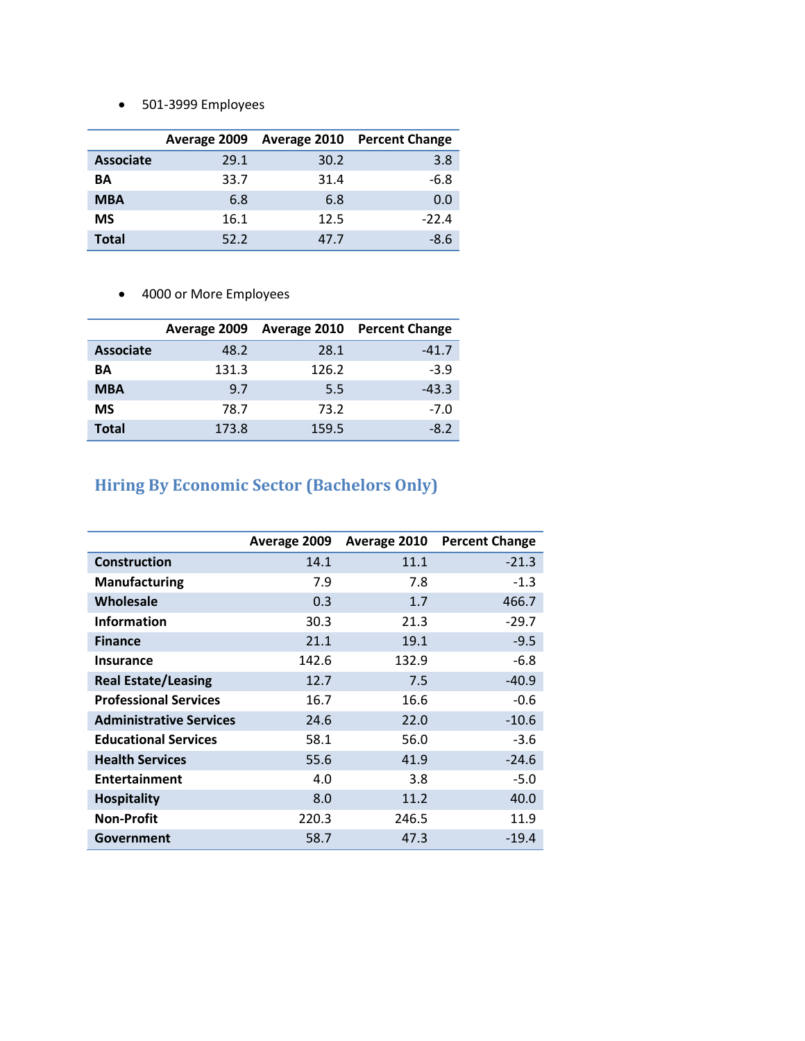- 501-3999 Employees

| | Average 2009 | Average 2010 | Percent Change |
|---|---|---|---|
| **Associate** | 29.1 | 30.2 | 3.8 |
| **BA** | 33.7 | 31.4 | -6.8 |
| **MBA** | 6.8 | 6.8 | 0.0 |
| **MS** | 16.1 | 12.5 | -22.4 |
| **Total** | 52.2 | 47.7 | -8.6 |

- 4000 or More Employees

| | Average 2009 | Average 2010 | Percent Change |
|---|---|---|---|
| **Associate** | 48.2 | 28.1 | -41.7 |
| **BA** | 131.3 | 126.2 | -3.9 |
| **MBA** | 9.7 | 5.5 | -43.3 |
| **MS** | 78.7 | 73.2 | -7.0 |
| **Total** | 173.8 | 159.5 | -8.2 |

## Hiring By Economic Sector (Bachelors Only)

| | Average 2009 | Average 2010 | Percent Change |
|---|---|---|---|
| **Construction** | 14.1 | 11.1 | -21.3 |
| **Manufacturing** | 7.9 | 7.8 | -1.3 |
| **Wholesale** | 0.3 | 1.7 | 466.7 |
| **Information** | 30.3 | 21.3 | -29.7 |
| **Finance** | 21.1 | 19.1 | -9.5 |
| **Insurance** | 142.6 | 132.9 | -6.8 |
| **Real Estate/Leasing** | 12.7 | 7.5 | -40.9 |
| **Professional Services** | 16.7 | 16.6 | -0.6 |
| **Administrative Services** | 24.6 | 22.0 | -10.6 |
| **Educational Services** | 58.1 | 56.0 | -3.6 |
| **Health Services** | 55.6 | 41.9 | -24.6 |
| **Entertainment** | 4.0 | 3.8 | -5.0 |
| **Hospitality** | 8.0 | 11.2 | 40.0 |
| **Non-Profit** | 220.3 | 246.5 | 11.9 |
| **Government** | 58.7 | 47.3 | -19.4 |